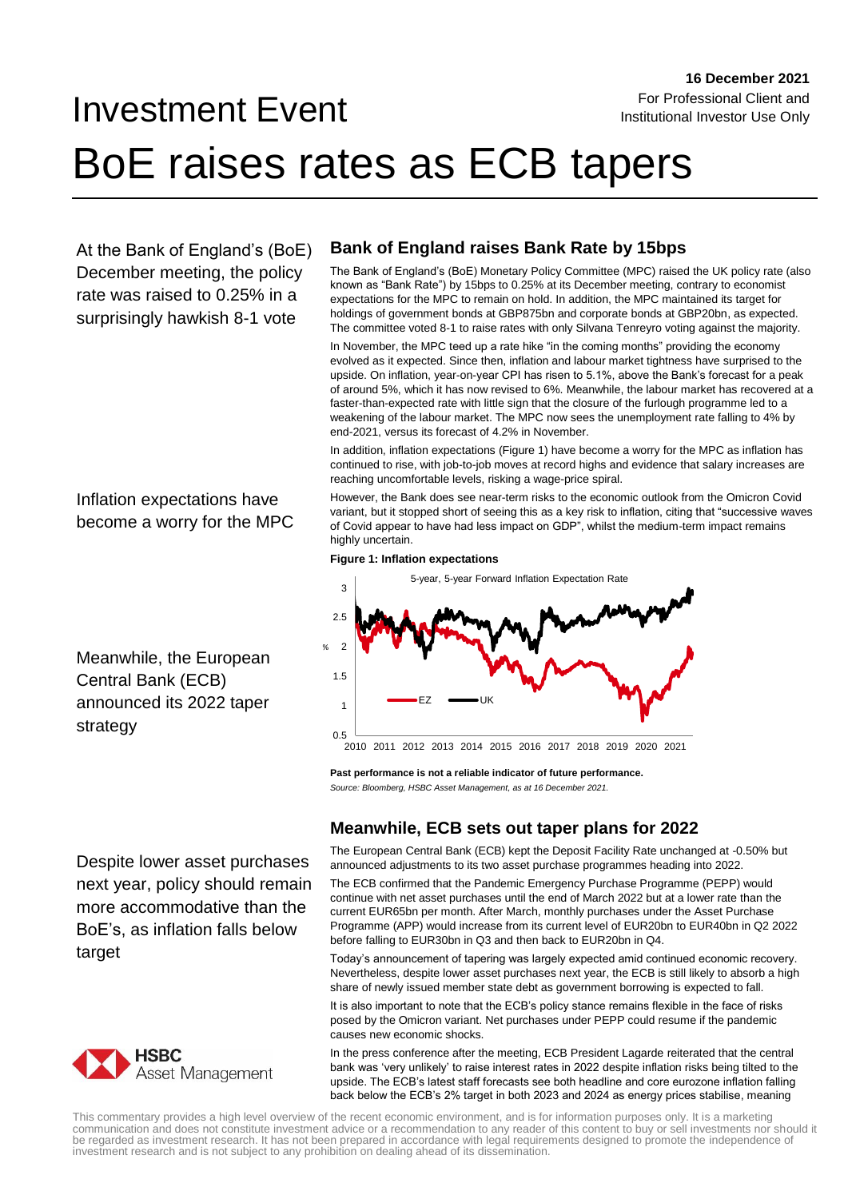16 December 2021

For Professional Client and Institutional Investor Use Only

# Investment Event

# BoE raises rates as ECB tapers

At the Bank of England's (BoE) December meeting, the policy rate was raised to 0.25% in a surprisingly hawkish 8-1 vote

## Bank of England raises Bank Rate by 15bps

The Bank of England's (BoE) Monetary Policy Committee (MPC) raised the UK policy rate (also known as "Bank Rate") by 15bps to 0.25% at its December meeting, contrary to economist expectations for the MPC to remain on hold. In addition, the MPC maintained its target for holdings of government bonds at GBP875bn and corporate bonds at GBP20bn, as expected. The committee voted 8-1 to raise rates with only Silvana Tenreyro voting against the majority.

In November, the MPC teed up a rate hike "in the coming months" providing the economy evolved as it expected. Since then, inflation and labour market tightness have surprised to the upside. On inflation, year-on-year CPI has risen to 5.1%, above the Bank's forecast for a peak of around 5%, which it has now revised to 6%. Meanwhile, the labour market has recovered at a faster-than-expected rate with little sign that the closure of the furlough programme led to a weakening of the labour market. The MPC now sees the unemployment rate falling to 4% by end-2021, versus its forecast of 4.2% in November.

In addition, inflation expectations (Figure 1) have become a worry for the MPC as inflation has continued to rise, with job-to-job moves at record highs and evidence that salary increases are reaching uncomfortable levels, risking a wage-price spiral.

Inflation expectations have become a worry for the MPC

However, the Bank does see near-term risks to the economic outlook from the Omicron Covid variant, but it stopped short of seeing this as a key risk to inflation, citing that "successive waves of Covid appear to have had less impact on GDP", whilst the medium-term impact remains highly uncertain.

**Figure 1: Inflation expectations**

5-year, 5-year Forward Inflation Expectation Rate

%

3
2.5
2
1.5
1
0.5

2010 2011 2012 2013 2014 2015 2016 2017 2018 2019 2020 2021

EZ UK

**Past performance is not a reliable indicator of future performance.**

*Source: Bloomberg, HSBC Asset Management, as at 16 December 2021.*

Meanwhile, the European Central Bank (ECB) announced its 2022 taper strategy

## Meanwhile, ECB sets out taper plans for 2022

The European Central Bank (ECB) kept the Deposit Facility Rate unchanged at -0.50% but announced adjustments to its two asset purchase programmes heading into 2022.

Despite lower asset purchases next year, policy should remain more accommodative than the BoE's, as inflation falls below target

The ECB confirmed that the Pandemic Emergency Purchase Programme (PEPP) would continue with net asset purchases until the end of March 2022 but at a lower rate than the current EUR65bn per month. After March, monthly purchases under the Asset Purchase Programme (APP) would increase from its current level of EUR20bn to EUR40bn in Q2 2022 before falling to EUR30bn in Q3 and then back to EUR20bn in Q4.

Today's announcement of tapering was largely expected amid continued economic recovery. Nevertheless, despite lower asset purchases next year, the ECB is still likely to absorb a high share of newly issued member state debt as government borrowing is expected to fall.

It is also important to note that the ECB's policy stance remains flexible in the face of risks posed by the Omicron variant. Net purchases under PEPP could resume if the pandemic causes new economic shocks.

In the press conference after the meeting, ECB President Lagarde reiterated that the central bank was 'very unlikely' to raise interest rates in 2022 despite inflation risks being tilted to the upside. The ECB's latest staff forecasts see both headline and core eurozone inflation falling back below the ECB's 2% target in both 2023 and 2024 as energy prices stabilise, meaning

This commentary provides a high level overview of the recent economic environment, and is for information purposes only. It is a marketing communication and does not constitute investment advice or a recommendation to any reader of this content to buy or sell investments nor should it be regarded as investment research. It has not been prepared in accordance with legal requirements designed to promote the independence of investment research and is not subject to any prohibition on dealing ahead of its dissemination.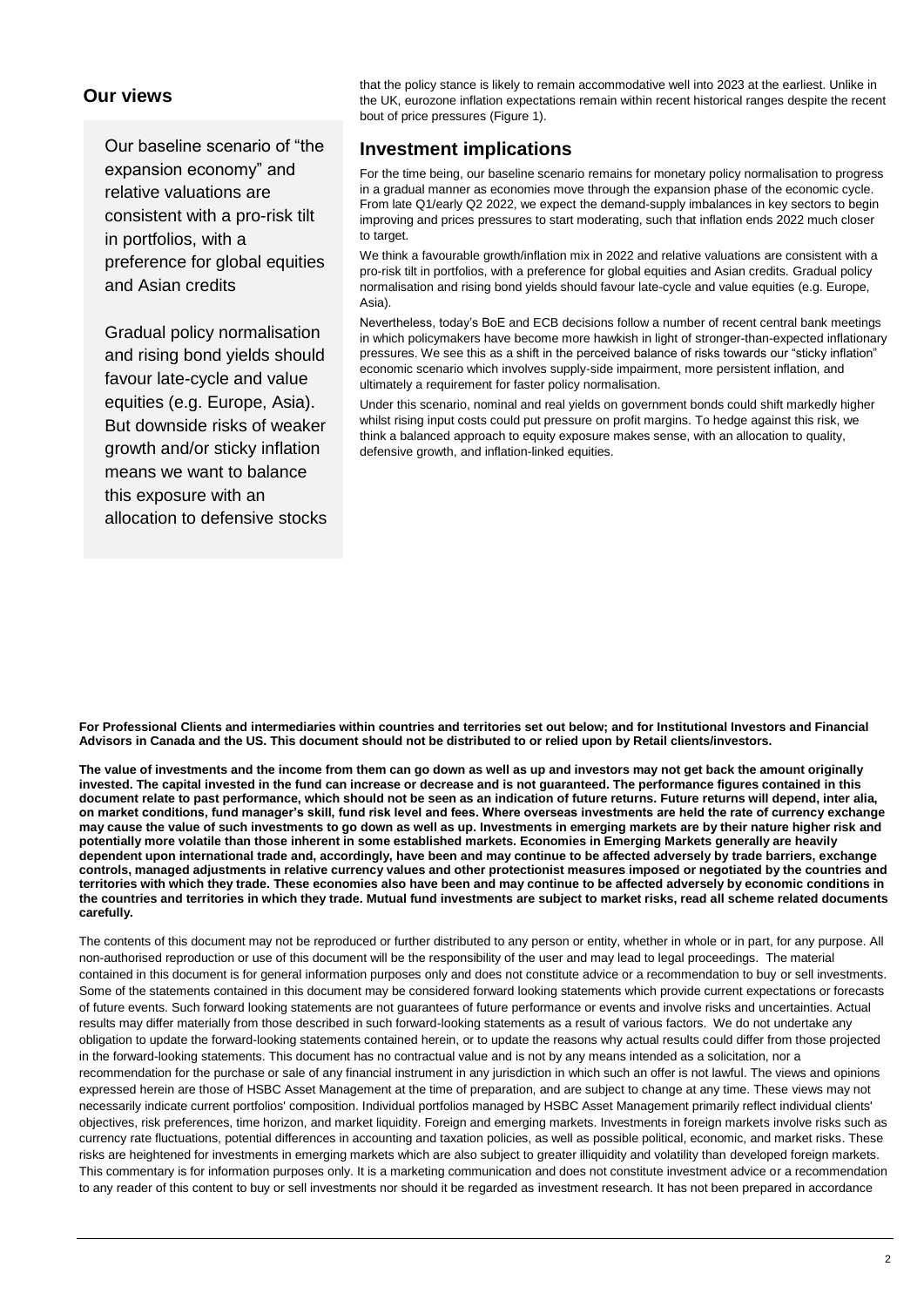## Our views

Our baseline scenario of "the expansion economy" and relative valuations are consistent with a pro-risk tilt in portfolios, with a preference for global equities and Asian credits

Gradual policy normalisation and rising bond yields should favour late-cycle and value equities (e.g. Europe, Asia). But downside risks of weaker growth and/or sticky inflation means we want to balance this exposure with an allocation to defensive stocks

that the policy stance is likely to remain accommodative well into 2023 at the earliest. Unlike in the UK, eurozone inflation expectations remain within recent historical ranges despite the recent bout of price pressures (Figure 1).

## Investment implications

For the time being, our baseline scenario remains for monetary policy normalisation to progress in a gradual manner as economies move through the expansion phase of the economic cycle. From late Q1/early Q2 2022, we expect the demand-supply imbalances in key sectors to begin improving and prices pressures to start moderating, such that inflation ends 2022 much closer to target.

We think a favourable growth/inflation mix in 2022 and relative valuations are consistent with a pro-risk tilt in portfolios, with a preference for global equities and Asian credits. Gradual policy normalisation and rising bond yields should favour late-cycle and value equities (e.g. Europe, Asia).

Nevertheless, today's BoE and ECB decisions follow a number of recent central bank meetings in which policymakers have become more hawkish in light of stronger-than-expected inflationary pressures. We see this as a shift in the perceived balance of risks towards our "sticky inflation" economic scenario which involves supply-side impairment, more persistent inflation, and ultimately a requirement for faster policy normalisation.

Under this scenario, nominal and real yields on government bonds could shift markedly higher whilst rising input costs could put pressure on profit margins. To hedge against this risk, we think a balanced approach to equity exposure makes sense, with an allocation to quality, defensive growth, and inflation-linked equities.

**For Professional Clients and intermediaries within countries and territories set out below; and for Institutional Investors and Financial Advisors in Canada and the US. This document should not be distributed to or relied upon by Retail clients/investors.**

**The value of investments and the income from them can go down as well as up and investors may not get back the amount originally invested. The capital invested in the fund can increase or decrease and is not guaranteed. The performance figures contained in this document relate to past performance, which should not be seen as an indication of future returns. Future returns will depend, inter alia, on market conditions, fund manager's skill, fund risk level and fees. Where overseas investments are held the rate of currency exchange may cause the value of such investments to go down as well as up. Investments in emerging markets are by their nature higher risk and potentially more volatile than those inherent in some established markets. Economies in Emerging Markets generally are heavily dependent upon international trade and, accordingly, have been and may continue to be affected adversely by trade barriers, exchange controls, managed adjustments in relative currency values and other protectionist measures imposed or negotiated by the countries and territories with which they trade. These economies also have been and may continue to be affected adversely by economic conditions in the countries and territories in which they trade. Mutual fund investments are subject to market risks, read all scheme related documents carefully.**

The contents of this document may not be reproduced or further distributed to any person or entity, whether in whole or in part, for any purpose. All non-authorised reproduction or use of this document will be the responsibility of the user and may lead to legal proceedings. The material contained in this document is for general information purposes only and does not constitute advice or a recommendation to buy or sell investments. Some of the statements contained in this document may be considered forward looking statements which provide current expectations or forecasts of future events. Such forward looking statements are not guarantees of future performance or events and involve risks and uncertainties. Actual results may differ materially from those described in such forward-looking statements as a result of various factors. We do not undertake any obligation to update the forward-looking statements contained herein, or to update the reasons why actual results could differ from those projected in the forward-looking statements. This document has no contractual value and is not by any means intended as a solicitation, nor a recommendation for the purchase or sale of any financial instrument in any jurisdiction in which such an offer is not lawful. The views and opinions expressed herein are those of HSBC Asset Management at the time of preparation, and are subject to change at any time. These views may not necessarily indicate current portfolios' composition. Individual portfolios managed by HSBC Asset Management primarily reflect individual clients' objectives, risk preferences, time horizon, and market liquidity. Foreign and emerging markets. Investments in foreign markets involve risks such as currency rate fluctuations, potential differences in accounting and taxation policies, as well as possible political, economic, and market risks. These risks are heightened for investments in emerging markets which are also subject to greater illiquidity and volatility than developed foreign markets. This commentary is for information purposes only. It is a marketing communication and does not constitute investment advice or a recommendation to any reader of this content to buy or sell investments nor should it be regarded as investment research. It has not been prepared in accordance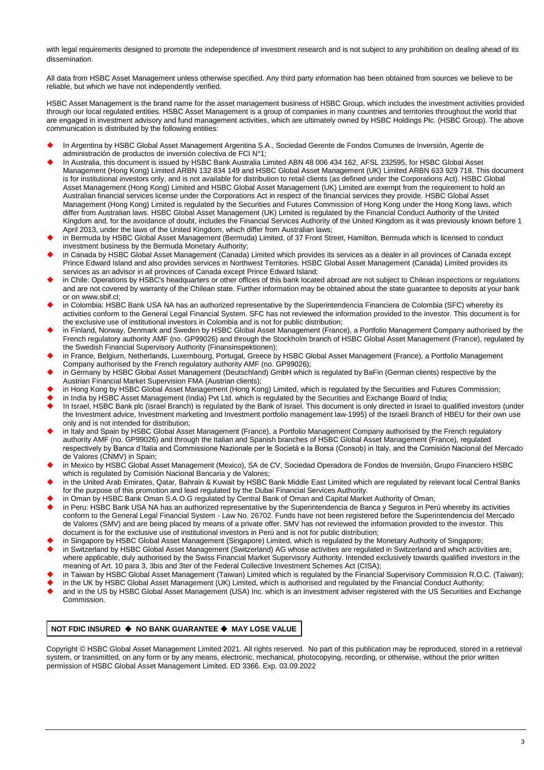with legal requirements designed to promote the independence of investment research and is not subject to any prohibition on dealing ahead of its dissemination.

All data from HSBC Asset Management unless otherwise specified. Any third party information has been obtained from sources we believe to be reliable, but which we have not independently verified.

HSBC Asset Management is the brand name for the asset management business of HSBC Group, which includes the investment activities provided through our local regulated entities. HSBC Asset Management is a group of companies in many countries and territories throughout the world that are engaged in investment advisory and fund management activities, which are ultimately owned by HSBC Holdings Plc. (HSBC Group). The above communication is distributed by the following entities:

- In Argentina by HSBC Global Asset Management Argentina S.A., Sociedad Gerente de Fondos Comunes de Inversión, Agente de administración de productos de inversión colectiva de FCI N°1;
- In Australia, this document is issued by HSBC Bank Australia Limited ABN 48 006 434 162, AFSL 232595, for HSBC Global Asset Management (Hong Kong) Limited ARBN 132 834 149 and HSBC Global Asset Management (UK) Limited ARBN 633 929 718. This document is for institutional investors only, and is not available for distribution to retail clients (as defined under the Corporations Act). HSBC Global Asset Management (Hong Kong) Limited and HSBC Global Asset Management (UK) Limited are exempt from the requirement to hold an Australian financial services license under the Corporations Act in respect of the financial services they provide. HSBC Global Asset Management (Hong Kong) Limited is regulated by the Securities and Futures Commission of Hong Kong under the Hong Kong laws, which differ from Australian laws. HSBC Global Asset Management (UK) Limited is regulated by the Financial Conduct Authority of the United Kingdom and, for the avoidance of doubt, includes the Financial Services Authority of the United Kingdom as it was previously known before 1 April 2013, under the laws of the United Kingdom, which differ from Australian laws;
- in Bermuda by HSBC Global Asset Management (Bermuda) Limited, of 37 Front Street, Hamilton, Bermuda which is licensed to conduct investment business by the Bermuda Monetary Authority;
- in Canada by HSBC Global Asset Management (Canada) Limited which provides its services as a dealer in all provinces of Canada except Prince Edward Island and also provides services in Northwest Territories. HSBC Global Asset Management (Canada) Limited provides its services as an advisor in all provinces of Canada except Prince Edward Island;
- in Chile: Operations by HSBC's headquarters or other offices of this bank located abroad are not subject to Chilean inspections or regulations and are not covered by warranty of the Chilean state. Further information may be obtained about the state guarantee to deposits at your bank or on www.sbif.cl;
- in Colombia: HSBC Bank USA NA has an authorized representative by the Superintendencia Financiera de Colombia (SFC) whereby its activities conform to the General Legal Financial System. SFC has not reviewed the information provided to the investor. This document is for the exclusive use of institutional investors in Colombia and is not for public distribution;
- in Finland, Norway, Denmark and Sweden by HSBC Global Asset Management (France), a Portfolio Management Company authorised by the French regulatory authority AMF (no. GP99026) and through the Stockholm branch of HSBC Global Asset Management (France), regulated by the Swedish Financial Supervisory Authority (Finansinspektionen);
- in France, Belgium, Netherlands, Luxembourg, Portugal, Greece by HSBC Global Asset Management (France), a Portfolio Management Company authorised by the French regulatory authority AMF (no. GP99026);
- in Germany by HSBC Global Asset Management (Deutschland) GmbH which is regulated by BaFin (German clients) respective by the Austrian Financial Market Supervision FMA (Austrian clients);
- in Hong Kong by HSBC Global Asset Management (Hong Kong) Limited, which is regulated by the Securities and Futures Commission;
- in India by HSBC Asset Management (India) Pvt Ltd. which is regulated by the Securities and Exchange Board of India;
- In Israel, HSBC Bank plc (Israel Branch) is regulated by the Bank of Israel. This document is only directed in Israel to qualified investors (under the Investment advice, Investment marketing and Investment portfolio management law-1995) of the Israeli Branch of HBEU for their own use only and is not intended for distribution;
- in Italy and Spain by HSBC Global Asset Management (France), a Portfolio Management Company authorised by the French regulatory authority AMF (no. GP99026) and through the Italian and Spanish branches of HSBC Global Asset Management (France), regulated respectively by Banca d'Italia and Commissione Nazionale per le Società e la Borsa (Consob) in Italy, and the Comisión Nacional del Mercado de Valores (CNMV) in Spain;
- in Mexico by HSBC Global Asset Management (Mexico), SA de CV, Sociedad Operadora de Fondos de Inversión, Grupo Financiero HSBC which is regulated by Comisión Nacional Bancaria y de Valores;
- in the United Arab Emirates, Qatar, Bahrain & Kuwait by HSBC Bank Middle East Limited which are regulated by relevant local Central Banks for the purpose of this promotion and lead regulated by the Dubai Financial Services Authority.
- in Oman by HSBC Bank Oman S.A.O.G regulated by Central Bank of Oman and Capital Market Authority of Oman;
- in Peru: HSBC Bank USA NA has an authorized representative by the Superintendencia de Banca y Seguros in Perú whereby its activities conform to the General Legal Financial System - Law No. 26702. Funds have not been registered before the Superintendencia del Mercado de Valores (SMV) and are being placed by means of a private offer. SMV has not reviewed the information provided to the investor. This document is for the exclusive use of institutional investors in Perú and is not for public distribution;
- in Singapore by HSBC Global Asset Management (Singapore) Limited, which is regulated by the Monetary Authority of Singapore;
- in Switzerland by HSBC Global Asset Management (Switzerland) AG whose activities are regulated in Switzerland and which activities are, where applicable, duly authorised by the Swiss Financial Market Supervisory Authority. Intended exclusively towards qualified investors in the meaning of Art. 10 para 3, 3bis and 3ter of the Federal Collective Investment Schemes Act (CISA);
- in Taiwan by HSBC Global Asset Management (Taiwan) Limited which is regulated by the Financial Supervisory Commission R.O.C. (Taiwan);
- in the UK by HSBC Global Asset Management (UK) Limited, which is authorised and regulated by the Financial Conduct Authority;
- and in the US by HSBC Global Asset Management (USA) Inc. which is an investment adviser registered with the US Securities and Exchange Commission.

**NOT FDIC INSURED ◆ NO BANK GUARANTEE ◆ MAY LOSE VALUE**

Copyright © HSBC Global Asset Management Limited 2021. All rights reserved. No part of this publication may be reproduced, stored in a retrieval system, or transmitted, on any form or by any means, electronic, mechanical, photocopying, recording, or otherwise, without the prior written permission of HSBC Global Asset Management Limited. ED 3366. Exp. 03.09.2022